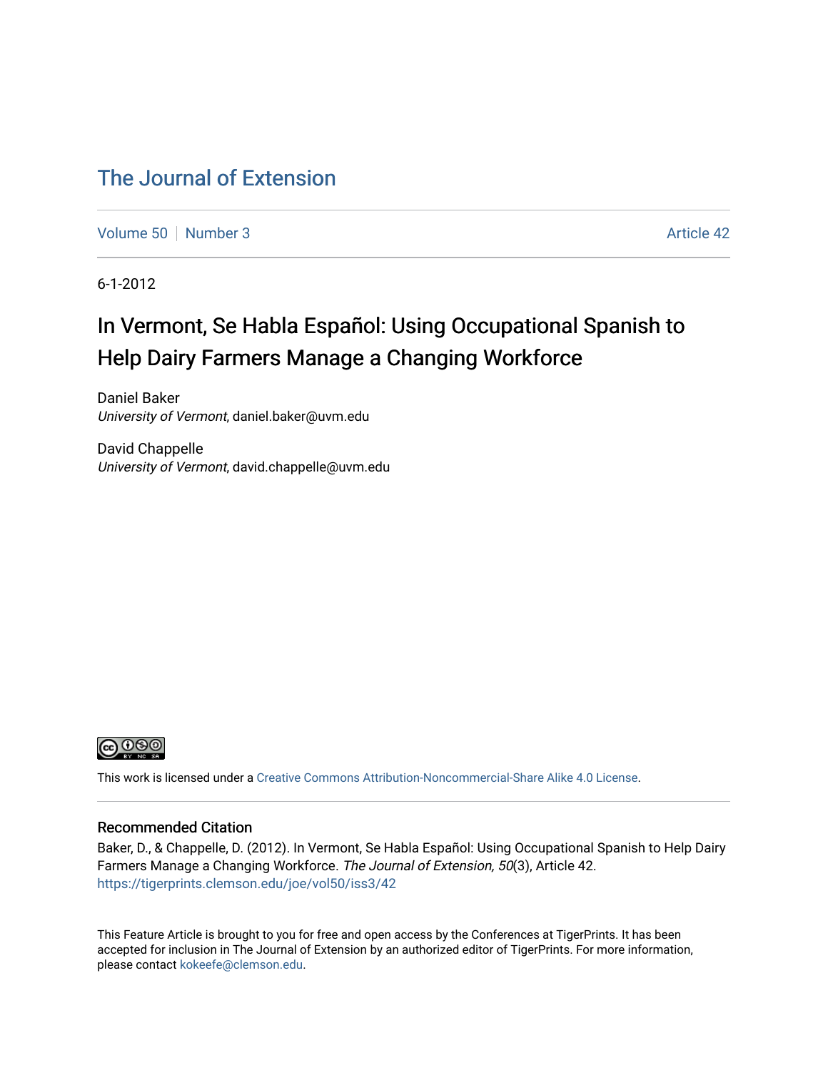# The Journal of Extension

Volume 50 | Number 3 | Article 42

6-1-2012

## In Vermont, Se Habla Español: Using Occupational Spanish to Help Dairy Farmers Manage a Changing Workforce

Daniel Baker
*University of Vermont*, daniel.baker@uvm.edu

David Chappelle
*University of Vermont*, david.chappelle@uvm.edu

This work is licensed under a Creative Commons Attribution-Noncommercial-Share Alike 4.0 License.

### Recommended Citation

Baker, D., & Chappelle, D. (2012). In Vermont, Se Habla Español: Using Occupational Spanish to Help Dairy Farmers Manage a Changing Workforce. *The Journal of Extension, 50*(3), Article 42. https://tigerprints.clemson.edu/joe/vol50/iss3/42

This Feature Article is brought to you for free and open access by the Conferences at TigerPrints. It has been accepted for inclusion in The Journal of Extension by an authorized editor of TigerPrints. For more information, please contact kokeefe@clemson.edu.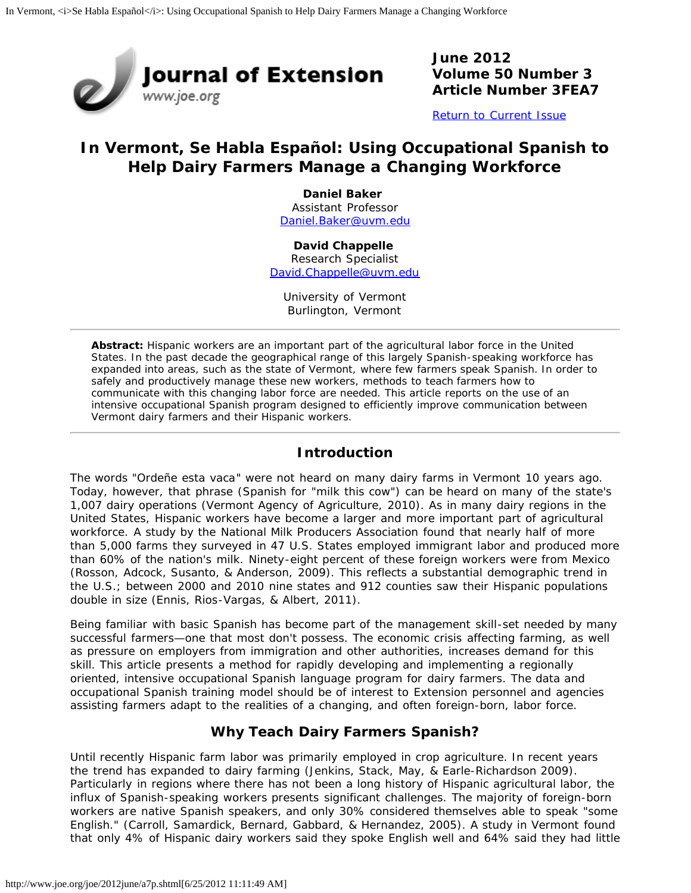# In Vermont, Se Habla Español: Using Occupational Spanish to Help Dairy Farmers Manage a Changing Workforce

**Daniel Baker**
Assistant Professor
Daniel.Baker@uvm.edu

**David Chappelle**
Research Specialist
David.Chappelle@uvm.edu

University of Vermont
Burlington, Vermont

**Abstract:** Hispanic workers are an important part of the agricultural labor force in the United States. In the past decade the geographical range of this largely Spanish-speaking workforce has expanded into areas, such as the state of Vermont, where few farmers speak Spanish. In order to safely and productively manage these new workers, methods to teach farmers how to communicate with this changing labor force are needed. This article reports on the use of an intensive occupational Spanish program designed to efficiently improve communication between Vermont dairy farmers and their Hispanic workers.

## Introduction

The words "Ordeñe esta vaca" were not heard on many dairy farms in Vermont 10 years ago. Today, however, that phrase (Spanish for "milk this cow") can be heard on many of the state's 1,007 dairy operations (Vermont Agency of Agriculture, 2010). As in many dairy regions in the United States, Hispanic workers have become a larger and more important part of agricultural workforce. A study by the National Milk Producers Association found that nearly half of more than 5,000 farms they surveyed in 47 U.S. States employed immigrant labor and produced more than 60% of the nation's milk. Ninety-eight percent of these foreign workers were from Mexico (Rosson, Adcock, Susanto, & Anderson, 2009). This reflects a substantial demographic trend in the U.S.; between 2000 and 2010 nine states and 912 counties saw their Hispanic populations double in size (Ennis, Rios-Vargas, & Albert, 2011).

Being familiar with basic Spanish has become part of the management skill-set needed by many successful farmers—one that most don't possess. The economic crisis affecting farming, as well as pressure on employers from immigration and other authorities, increases demand for this skill. This article presents a method for rapidly developing and implementing a regionally oriented, intensive occupational Spanish language program for dairy farmers. The data and occupational Spanish training model should be of interest to Extension personnel and agencies assisting farmers adapt to the realities of a changing, and often foreign-born, labor force.

## Why Teach Dairy Farmers Spanish?

Until recently Hispanic farm labor was primarily employed in crop agriculture. In recent years the trend has expanded to dairy farming (Jenkins, Stack, May, & Earle-Richardson 2009). Particularly in regions where there has not been a long history of Hispanic agricultural labor, the influx of Spanish-speaking workers presents significant challenges. The majority of foreign-born workers are native Spanish speakers, and only 30% considered themselves able to speak "some English." (Carroll, Samardick, Bernard, Gabbard, & Hernandez, 2005). A study in Vermont found that only 4% of Hispanic dairy workers said they spoke English well and 64% said they had little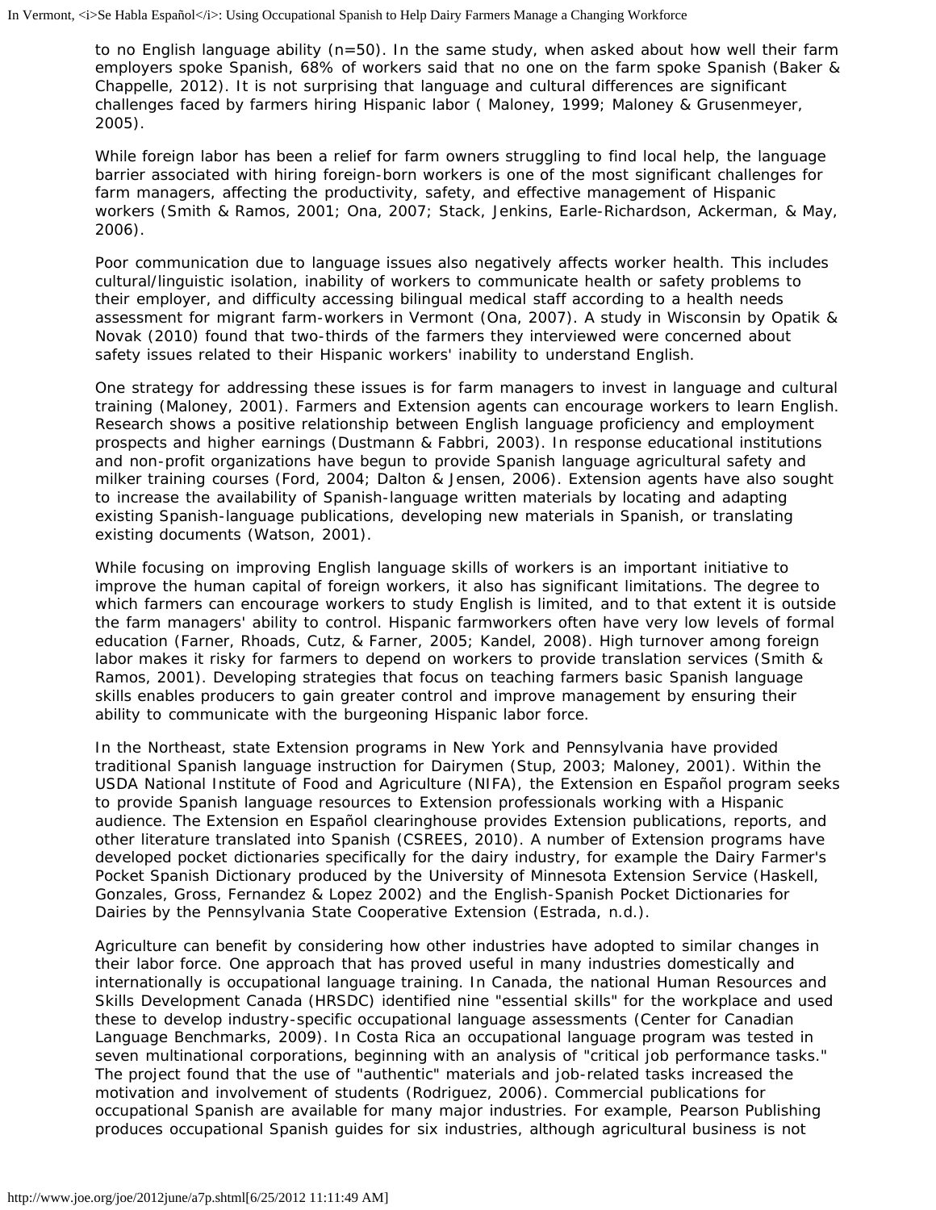to no English language ability (n=50). In the same study, when asked about how well their farm employers spoke Spanish, 68% of workers said that no one on the farm spoke Spanish (Baker & Chappelle, 2012). It is not surprising that language and cultural differences are significant challenges faced by farmers hiring Hispanic labor ( Maloney, 1999; Maloney & Grusenmeyer, 2005).

While foreign labor has been a relief for farm owners struggling to find local help, the language barrier associated with hiring foreign-born workers is one of the most significant challenges for farm managers, affecting the productivity, safety, and effective management of Hispanic workers (Smith & Ramos, 2001; Ona, 2007; Stack, Jenkins, Earle-Richardson, Ackerman, & May, 2006).

Poor communication due to language issues also negatively affects worker health. This includes cultural/linguistic isolation, inability of workers to communicate health or safety problems to their employer, and difficulty accessing bilingual medical staff according to a health needs assessment for migrant farm-workers in Vermont (Ona, 2007). A study in Wisconsin by Opatik & Novak (2010) found that two-thirds of the farmers they interviewed were concerned about safety issues related to their Hispanic workers' inability to understand English.

One strategy for addressing these issues is for farm managers to invest in language and cultural training (Maloney, 2001). Farmers and Extension agents can encourage workers to learn English. Research shows a positive relationship between English language proficiency and employment prospects and higher earnings (Dustmann & Fabbri, 2003). In response educational institutions and non-profit organizations have begun to provide Spanish language agricultural safety and milker training courses (Ford, 2004; Dalton & Jensen, 2006). Extension agents have also sought to increase the availability of Spanish-language written materials by locating and adapting existing Spanish-language publications, developing new materials in Spanish, or translating existing documents (Watson, 2001).

While focusing on improving English language skills of workers is an important initiative to improve the human capital of foreign workers, it also has significant limitations. The degree to which farmers can encourage workers to study English is limited, and to that extent it is outside the farm managers' ability to control. Hispanic farmworkers often have very low levels of formal education (Farner, Rhoads, Cutz, & Farner, 2005; Kandel, 2008). High turnover among foreign labor makes it risky for farmers to depend on workers to provide translation services (Smith & Ramos, 2001). Developing strategies that focus on teaching farmers basic Spanish language skills enables producers to gain greater control and improve management by ensuring their ability to communicate with the burgeoning Hispanic labor force.

In the Northeast, state Extension programs in New York and Pennsylvania have provided traditional Spanish language instruction for Dairymen (Stup, 2003; Maloney, 2001). Within the USDA National Institute of Food and Agriculture (NIFA), the Extension en Español program seeks to provide Spanish language resources to Extension professionals working with a Hispanic audience. The Extension en Español clearinghouse provides Extension publications, reports, and other literature translated into Spanish (CSREES, 2010). A number of Extension programs have developed pocket dictionaries specifically for the dairy industry, for example the Dairy Farmer's Pocket Spanish Dictionary produced by the University of Minnesota Extension Service (Haskell, Gonzales, Gross, Fernandez & Lopez 2002) and the English-Spanish Pocket Dictionaries for Dairies by the Pennsylvania State Cooperative Extension (Estrada, n.d.).

Agriculture can benefit by considering how other industries have adopted to similar changes in their labor force. One approach that has proved useful in many industries domestically and internationally is occupational language training. In Canada, the national Human Resources and Skills Development Canada (HRSDC) identified nine "essential skills" for the workplace and used these to develop industry-specific occupational language assessments (Center for Canadian Language Benchmarks, 2009). In Costa Rica an occupational language program was tested in seven multinational corporations, beginning with an analysis of "critical job performance tasks." The project found that the use of "authentic" materials and job-related tasks increased the motivation and involvement of students (Rodriguez, 2006). Commercial publications for occupational Spanish are available for many major industries. For example, Pearson Publishing produces occupational Spanish guides for six industries, although agricultural business is not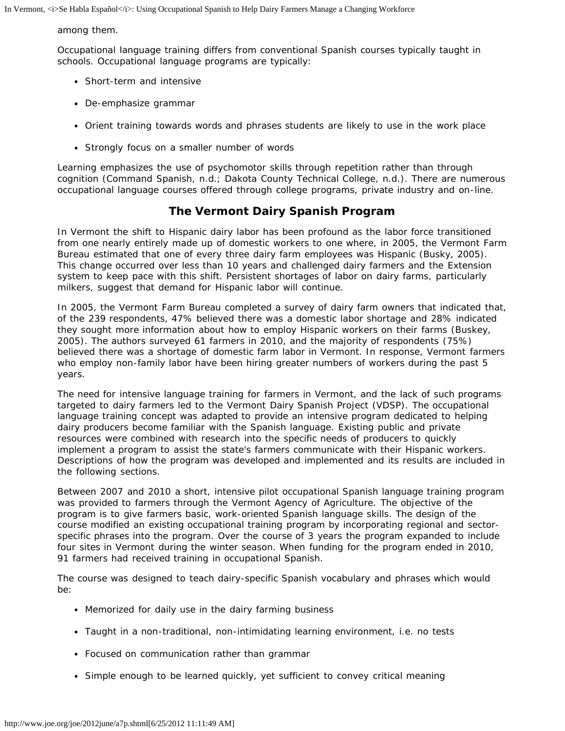among them.

Occupational language training differs from conventional Spanish courses typically taught in schools. Occupational language programs are typically:

- Short-term and intensive
- De-emphasize grammar
- Orient training towards words and phrases students are likely to use in the work place
- Strongly focus on a smaller number of words

Learning emphasizes the use of psychomotor skills through repetition rather than through cognition (Command Spanish, n.d.; Dakota County Technical College, n.d.). There are numerous occupational language courses offered through college programs, private industry and on-line.

## The Vermont Dairy Spanish Program

In Vermont the shift to Hispanic dairy labor has been profound as the labor force transitioned from one nearly entirely made up of domestic workers to one where, in 2005, the Vermont Farm Bureau estimated that one of every three dairy farm employees was Hispanic (Busky, 2005). This change occurred over less than 10 years and challenged dairy farmers and the Extension system to keep pace with this shift. Persistent shortages of labor on dairy farms, particularly milkers, suggest that demand for Hispanic labor will continue.

In 2005, the Vermont Farm Bureau completed a survey of dairy farm owners that indicated that, of the 239 respondents, 47% believed there was a domestic labor shortage and 28% indicated they sought more information about how to employ Hispanic workers on their farms (Buskey, 2005). The authors surveyed 61 farmers in 2010, and the majority of respondents (75%) believed there was a shortage of domestic farm labor in Vermont. In response, Vermont farmers who employ non-family labor have been hiring greater numbers of workers during the past 5 years.

The need for intensive language training for farmers in Vermont, and the lack of such programs targeted to dairy farmers led to the Vermont Dairy Spanish Project (VDSP). The occupational language training concept was adapted to provide an intensive program dedicated to helping dairy producers become familiar with the Spanish language. Existing public and private resources were combined with research into the specific needs of producers to quickly implement a program to assist the state's farmers communicate with their Hispanic workers. Descriptions of how the program was developed and implemented and its results are included in the following sections.

Between 2007 and 2010 a short, intensive pilot occupational Spanish language training program was provided to farmers through the Vermont Agency of Agriculture. The objective of the program is to give farmers basic, work-oriented Spanish language skills. The design of the course modified an existing occupational training program by incorporating regional and sector-specific phrases into the program. Over the course of 3 years the program expanded to include four sites in Vermont during the winter season. When funding for the program ended in 2010, 91 farmers had received training in occupational Spanish.

The course was designed to teach dairy-specific Spanish vocabulary and phrases which would be:

- Memorized for daily use in the dairy farming business
- Taught in a non-traditional, non-intimidating learning environment, i.e. no tests
- Focused on communication rather than grammar
- Simple enough to be learned quickly, yet sufficient to convey critical meaning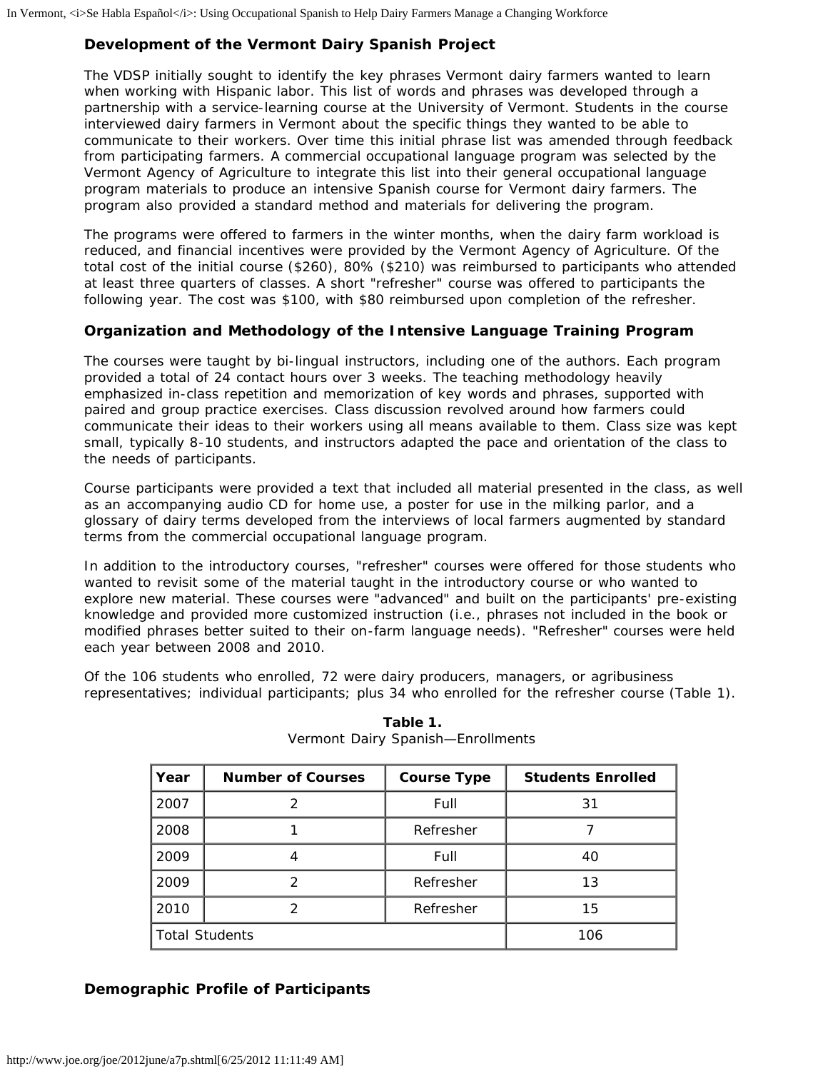### Development of the Vermont Dairy Spanish Project

The VDSP initially sought to identify the key phrases Vermont dairy farmers wanted to learn when working with Hispanic labor. This list of words and phrases was developed through a partnership with a service-learning course at the University of Vermont. Students in the course interviewed dairy farmers in Vermont about the specific things they wanted to be able to communicate to their workers. Over time this initial phrase list was amended through feedback from participating farmers. A commercial occupational language program was selected by the Vermont Agency of Agriculture to integrate this list into their general occupational language program materials to produce an intensive Spanish course for Vermont dairy farmers. The program also provided a standard method and materials for delivering the program.

The programs were offered to farmers in the winter months, when the dairy farm workload is reduced, and financial incentives were provided by the Vermont Agency of Agriculture. Of the total cost of the initial course ($260), 80% ($210) was reimbursed to participants who attended at least three quarters of classes. A short "refresher" course was offered to participants the following year. The cost was $100, with $80 reimbursed upon completion of the refresher.

### Organization and Methodology of the Intensive Language Training Program

The courses were taught by bi-lingual instructors, including one of the authors. Each program provided a total of 24 contact hours over 3 weeks. The teaching methodology heavily emphasized in-class repetition and memorization of key words and phrases, supported with paired and group practice exercises. Class discussion revolved around how farmers could communicate their ideas to their workers using all means available to them. Class size was kept small, typically 8-10 students, and instructors adapted the pace and orientation of the class to the needs of participants.

Course participants were provided a text that included all material presented in the class, as well as an accompanying audio CD for home use, a poster for use in the milking parlor, and a glossary of dairy terms developed from the interviews of local farmers augmented by standard terms from the commercial occupational language program.

In addition to the introductory courses, "refresher" courses were offered for those students who wanted to revisit some of the material taught in the introductory course or who wanted to explore new material. These courses were "advanced" and built on the participants' pre-existing knowledge and provided more customized instruction (i.e., phrases not included in the book or modified phrases better suited to their on-farm language needs). "Refresher" courses were held each year between 2008 and 2010.

Of the 106 students who enrolled, 72 were dairy producers, managers, or agribusiness representatives; individual participants; plus 34 who enrolled for the refresher course (Table 1).

**Table 1.**
Vermont Dairy Spanish—Enrollments

| Year | Number of Courses | Course Type | Students Enrolled |
|---|---|---|---|
| 2007 | 2 | Full | 31 |
| 2008 | 1 | Refresher | 7 |
| 2009 | 4 | Full | 40 |
| 2009 | 2 | Refresher | 13 |
| 2010 | 2 | Refresher | 15 |
| Total Students | | | 106 |

### Demographic Profile of Participants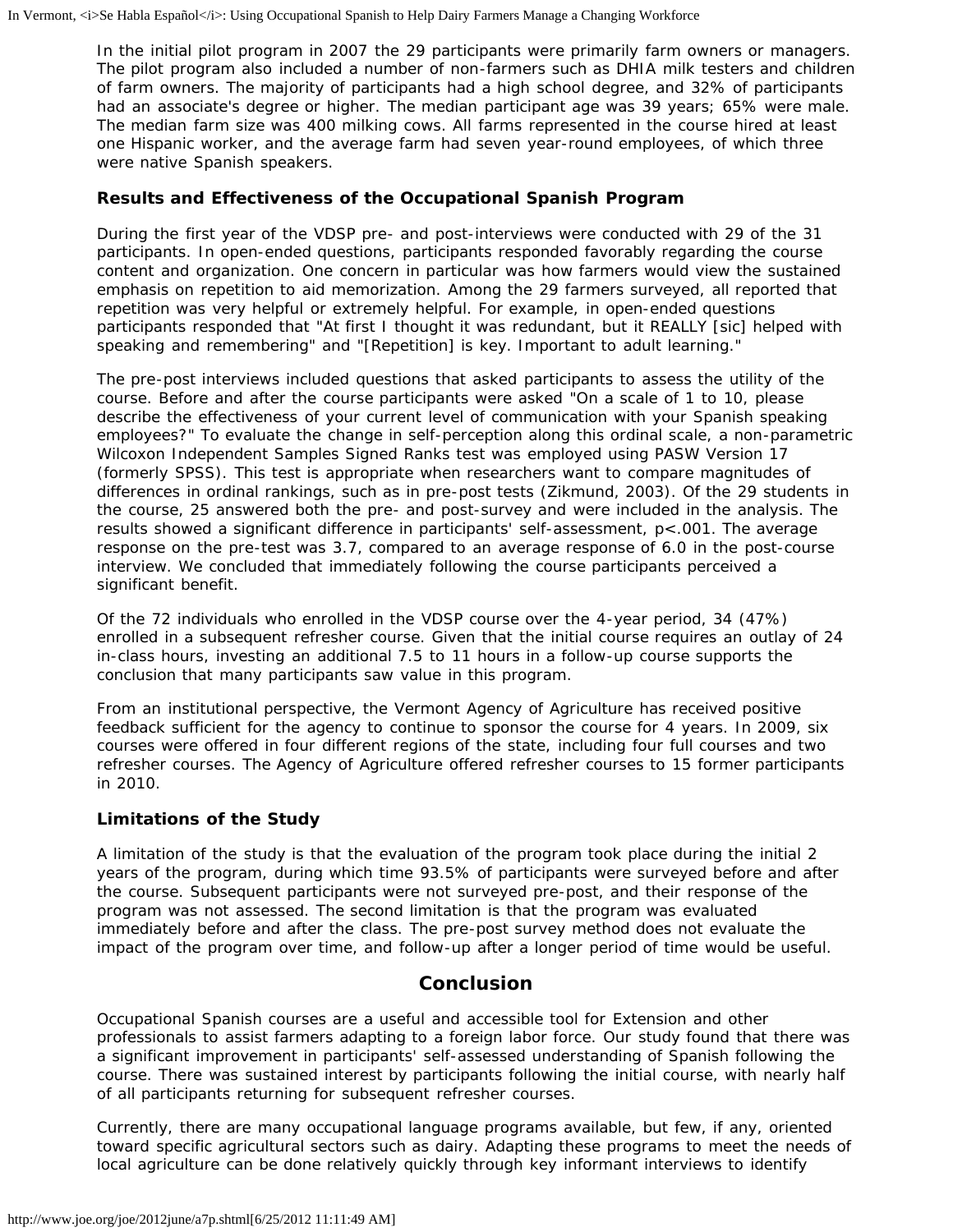In the initial pilot program in 2007 the 29 participants were primarily farm owners or managers. The pilot program also included a number of non-farmers such as DHIA milk testers and children of farm owners. The majority of participants had a high school degree, and 32% of participants had an associate's degree or higher. The median participant age was 39 years; 65% were male. The median farm size was 400 milking cows. All farms represented in the course hired at least one Hispanic worker, and the average farm had seven year-round employees, of which three were native Spanish speakers.

### Results and Effectiveness of the Occupational Spanish Program

During the first year of the VDSP pre- and post-interviews were conducted with 29 of the 31 participants. In open-ended questions, participants responded favorably regarding the course content and organization. One concern in particular was how farmers would view the sustained emphasis on repetition to aid memorization. Among the 29 farmers surveyed, all reported that repetition was very helpful or extremely helpful. For example, in open-ended questions participants responded that "At first I thought it was redundant, but it REALLY [sic] helped with speaking and remembering" and "[Repetition] is key. Important to adult learning."

The pre-post interviews included questions that asked participants to assess the utility of the course. Before and after the course participants were asked "On a scale of 1 to 10, please describe the effectiveness of your current level of communication with your Spanish speaking employees?" To evaluate the change in self-perception along this ordinal scale, a non-parametric Wilcoxon Independent Samples Signed Ranks test was employed using PASW Version 17 (formerly SPSS). This test is appropriate when researchers want to compare magnitudes of differences in ordinal rankings, such as in pre-post tests (Zikmund, 2003). Of the 29 students in the course, 25 answered both the pre- and post-survey and were included in the analysis. The results showed a significant difference in participants' self-assessment, $p<.001$. The average response on the pre-test was 3.7, compared to an average response of 6.0 in the post-course interview. We concluded that immediately following the course participants perceived a significant benefit.

Of the 72 individuals who enrolled in the VDSP course over the 4-year period, 34 (47%) enrolled in a subsequent refresher course. Given that the initial course requires an outlay of 24 in-class hours, investing an additional 7.5 to 11 hours in a follow-up course supports the conclusion that many participants saw value in this program.

From an institutional perspective, the Vermont Agency of Agriculture has received positive feedback sufficient for the agency to continue to sponsor the course for 4 years. In 2009, six courses were offered in four different regions of the state, including four full courses and two refresher courses. The Agency of Agriculture offered refresher courses to 15 former participants in 2010.

### Limitations of the Study

A limitation of the study is that the evaluation of the program took place during the initial 2 years of the program, during which time 93.5% of participants were surveyed before and after the course. Subsequent participants were not surveyed pre-post, and their response of the program was not assessed. The second limitation is that the program was evaluated immediately before and after the class. The pre-post survey method does not evaluate the impact of the program over time, and follow-up after a longer period of time would be useful.

## Conclusion

Occupational Spanish courses are a useful and accessible tool for Extension and other professionals to assist farmers adapting to a foreign labor force. Our study found that there was a significant improvement in participants' self-assessed understanding of Spanish following the course. There was sustained interest by participants following the initial course, with nearly half of all participants returning for subsequent refresher courses.

Currently, there are many occupational language programs available, but few, if any, oriented toward specific agricultural sectors such as dairy. Adapting these programs to meet the needs of local agriculture can be done relatively quickly through key informant interviews to identify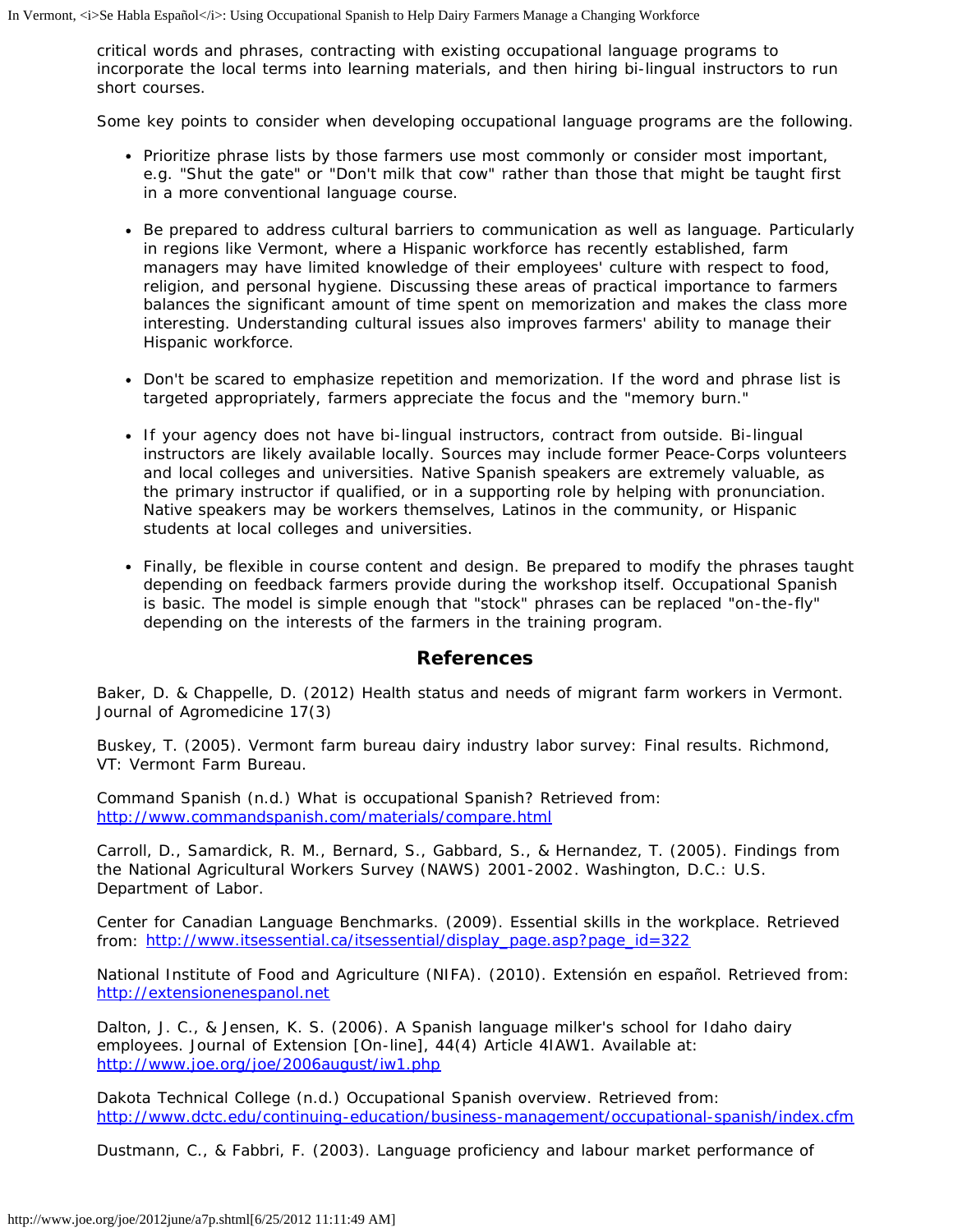critical words and phrases, contracting with existing occupational language programs to incorporate the local terms into learning materials, and then hiring bi-lingual instructors to run short courses.

Some key points to consider when developing occupational language programs are the following.

- Prioritize phrase lists by those farmers use most commonly or consider most important, e.g. "Shut the gate" or "Don't milk that cow" rather than those that might be taught first in a more conventional language course.
- Be prepared to address cultural barriers to communication as well as language. Particularly in regions like Vermont, where a Hispanic workforce has recently established, farm managers may have limited knowledge of their employees' culture with respect to food, religion, and personal hygiene. Discussing these areas of practical importance to farmers balances the significant amount of time spent on memorization and makes the class more interesting. Understanding cultural issues also improves farmers' ability to manage their Hispanic workforce.
- Don't be scared to emphasize repetition and memorization. If the word and phrase list is targeted appropriately, farmers appreciate the focus and the "memory burn."
- If your agency does not have bi-lingual instructors, contract from outside. Bi-lingual instructors are likely available locally. Sources may include former Peace-Corps volunteers and local colleges and universities. Native Spanish speakers are extremely valuable, as the primary instructor if qualified, or in a supporting role by helping with pronunciation. Native speakers may be workers themselves, Latinos in the community, or Hispanic students at local colleges and universities.
- Finally, be flexible in course content and design. Be prepared to modify the phrases taught depending on feedback farmers provide during the workshop itself. Occupational Spanish is basic. The model is simple enough that "stock" phrases can be replaced "on-the-fly" depending on the interests of the farmers in the training program.

## References

Baker, D. & Chappelle, D. (2012) Health status and needs of migrant farm workers in Vermont. Journal of Agromedicine 17(3)

Buskey, T. (2005). Vermont farm bureau dairy industry labor survey: Final results. Richmond, VT: Vermont Farm Bureau.

Command Spanish (n.d.) What is occupational Spanish? Retrieved from: http://www.commandspanish.com/materials/compare.html

Carroll, D., Samardick, R. M., Bernard, S., Gabbard, S., & Hernandez, T. (2005). Findings from the National Agricultural Workers Survey (NAWS) 2001-2002. Washington, D.C.: U.S. Department of Labor.

Center for Canadian Language Benchmarks. (2009). Essential skills in the workplace. Retrieved from: http://www.itsessential.ca/itsessential/display_page.asp?page_id=322

National Institute of Food and Agriculture (NIFA). (2010). Extensión en español. Retrieved from: http://extensionenespanol.net

Dalton, J. C., & Jensen, K. S. (2006). A Spanish language milker's school for Idaho dairy employees. Journal of Extension [On-line], 44(4) Article 4IAW1. Available at: http://www.joe.org/joe/2006august/iw1.php

Dakota Technical College (n.d.) Occupational Spanish overview. Retrieved from: http://www.dctc.edu/continuing-education/business-management/occupational-spanish/index.cfm

Dustmann, C., & Fabbri, F. (2003). Language proficiency and labour market performance of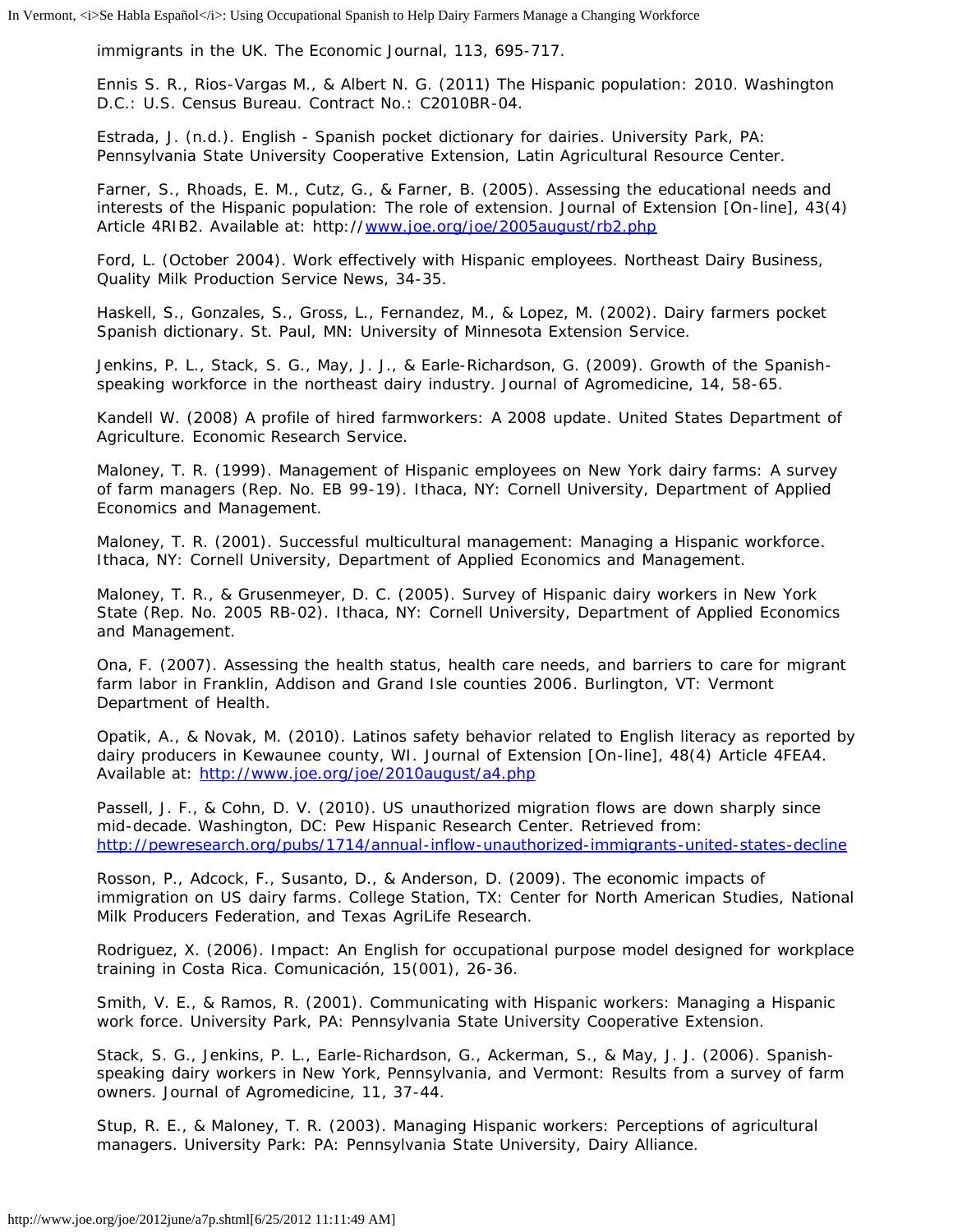immigrants in the UK. The Economic Journal, 113, 695-717.

Ennis S. R., Rios-Vargas M., & Albert N. G. (2011) The Hispanic population: 2010. Washington D.C.: U.S. Census Bureau. Contract No.: C2010BR-04.

Estrada, J. (n.d.). English - Spanish pocket dictionary for dairies. University Park, PA: Pennsylvania State University Cooperative Extension, Latin Agricultural Resource Center.

Farner, S., Rhoads, E. M., Cutz, G., & Farner, B. (2005). Assessing the educational needs and interests of the Hispanic population: The role of extension. Journal of Extension [On-line], 43(4) Article 4RIB2. Available at: http://www.joe.org/joe/2005august/rb2.php

Ford, L. (October 2004). Work effectively with Hispanic employees. Northeast Dairy Business, Quality Milk Production Service News, 34-35.

Haskell, S., Gonzales, S., Gross, L., Fernandez, M., & Lopez, M. (2002). Dairy farmers pocket Spanish dictionary. St. Paul, MN: University of Minnesota Extension Service.

Jenkins, P. L., Stack, S. G., May, J. J., & Earle-Richardson, G. (2009). Growth of the Spanish-speaking workforce in the northeast dairy industry. Journal of Agromedicine, 14, 58-65.

Kandell W. (2008) A profile of hired farmworkers: A 2008 update. United States Department of Agriculture. Economic Research Service.

Maloney, T. R. (1999). Management of Hispanic employees on New York dairy farms: A survey of farm managers (Rep. No. EB 99-19). Ithaca, NY: Cornell University, Department of Applied Economics and Management.

Maloney, T. R. (2001). Successful multicultural management: Managing a Hispanic workforce. Ithaca, NY: Cornell University, Department of Applied Economics and Management.

Maloney, T. R., & Grusenmeyer, D. C. (2005). Survey of Hispanic dairy workers in New York State (Rep. No. 2005 RB-02). Ithaca, NY: Cornell University, Department of Applied Economics and Management.

Ona, F. (2007). Assessing the health status, health care needs, and barriers to care for migrant farm labor in Franklin, Addison and Grand Isle counties 2006. Burlington, VT: Vermont Department of Health.

Opatik, A., & Novak, M. (2010). Latinos safety behavior related to English literacy as reported by dairy producers in Kewaunee county, WI. Journal of Extension [On-line], 48(4) Article 4FEA4. Available at: http://www.joe.org/joe/2010august/a4.php

Passell, J. F., & Cohn, D. V. (2010). US unauthorized migration flows are down sharply since mid-decade. Washington, DC: Pew Hispanic Research Center. Retrieved from: http://pewresearch.org/pubs/1714/annual-inflow-unauthorized-immigrants-united-states-decline

Rosson, P., Adcock, F., Susanto, D., & Anderson, D. (2009). The economic impacts of immigration on US dairy farms. College Station, TX: Center for North American Studies, National Milk Producers Federation, and Texas AgriLife Research.

Rodriguez, X. (2006). Impact: An English for occupational purpose model designed for workplace training in Costa Rica. Comunicación, 15(001), 26-36.

Smith, V. E., & Ramos, R. (2001). Communicating with Hispanic workers: Managing a Hispanic work force. University Park, PA: Pennsylvania State University Cooperative Extension.

Stack, S. G., Jenkins, P. L., Earle-Richardson, G., Ackerman, S., & May, J. J. (2006). Spanish-speaking dairy workers in New York, Pennsylvania, and Vermont: Results from a survey of farm owners. Journal of Agromedicine, 11, 37-44.

Stup, R. E., & Maloney, T. R. (2003). Managing Hispanic workers: Perceptions of agricultural managers. University Park: PA: Pennsylvania State University, Dairy Alliance.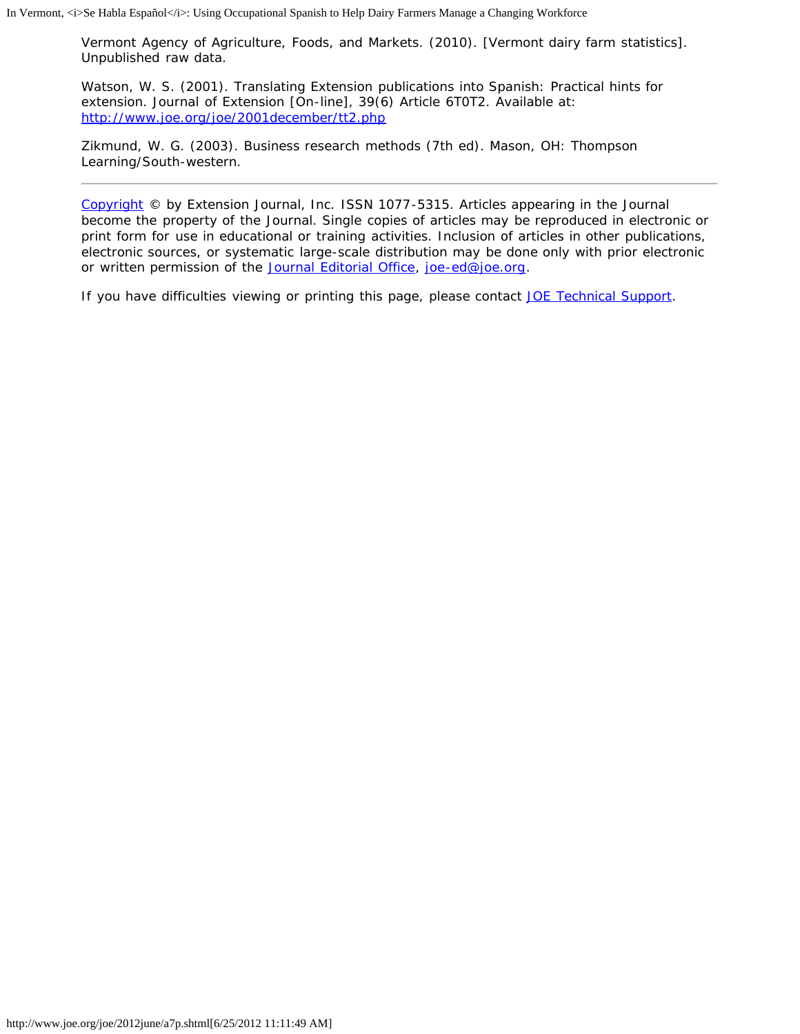Vermont Agency of Agriculture, Foods, and Markets. (2010). [Vermont dairy farm statistics]. Unpublished raw data.

Watson, W. S. (2001). Translating Extension publications into Spanish: Practical hints for extension. Journal of Extension [On-line], 39(6) Article 6T0T2. Available at: http://www.joe.org/joe/2001december/tt2.php

Zikmund, W. G. (2003). Business research methods (7th ed). Mason, OH: Thompson Learning/South-western.

---

Copyright © by Extension Journal, Inc. ISSN 1077-5315. Articles appearing in the Journal become the property of the Journal. Single copies of articles may be reproduced in electronic or print form for use in educational or training activities. Inclusion of articles in other publications, electronic sources, or systematic large-scale distribution may be done only with prior electronic or written permission of the Journal Editorial Office, joe-ed@joe.org.

If you have difficulties viewing or printing this page, please contact JOE Technical Support.